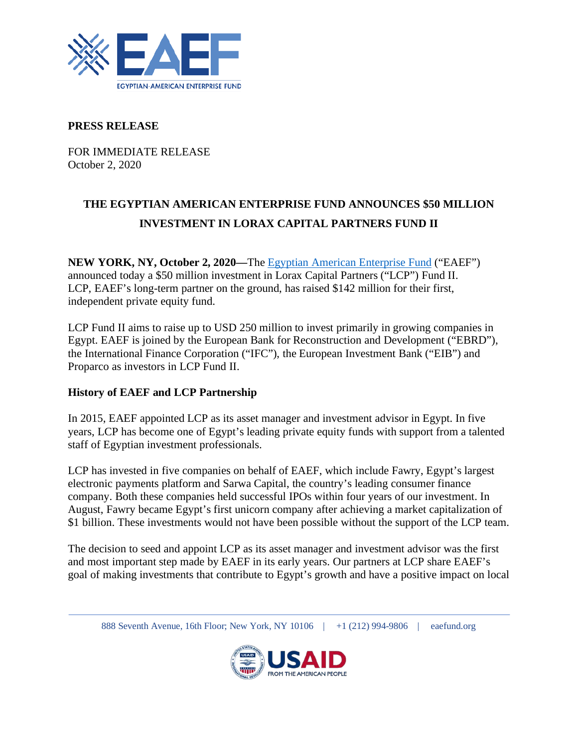**PRESS RELEASE**

FOR IMMEDIATE RELEASE
October 2, 2020

## THE EGYPTIAN AMERICAN ENTERPRISE FUND ANNOUNCES $50 MILLION INVESTMENT IN LORAX CAPITAL PARTNERS FUND II

**NEW YORK, NY, October 2, 2020—**The Egyptian American Enterprise Fund ("EAEF") announced today a $50 million investment in Lorax Capital Partners ("LCP") Fund II. LCP, EAEF's long-term partner on the ground, has raised $142 million for their first, independent private equity fund.

LCP Fund II aims to raise up to USD 250 million to invest primarily in growing companies in Egypt. EAEF is joined by the European Bank for Reconstruction and Development ("EBRD"), the International Finance Corporation ("IFC"), the European Investment Bank ("EIB") and Proparco as investors in LCP Fund II.

**History of EAEF and LCP Partnership**

In 2015, EAEF appointed LCP as its asset manager and investment advisor in Egypt. In five years, LCP has become one of Egypt's leading private equity funds with support from a talented staff of Egyptian investment professionals.

LCP has invested in five companies on behalf of EAEF, which include Fawry, Egypt's largest electronic payments platform and Sarwa Capital, the country's leading consumer finance company. Both these companies held successful IPOs within four years of our investment. In August, Fawry became Egypt's first unicorn company after achieving a market capitalization of $1 billion. These investments would not have been possible without the support of the LCP team.

The decision to seed and appoint LCP as its asset manager and investment advisor was the first and most important step made by EAEF in its early years. Our partners at LCP share EAEF's goal of making investments that contribute to Egypt's growth and have a positive impact on local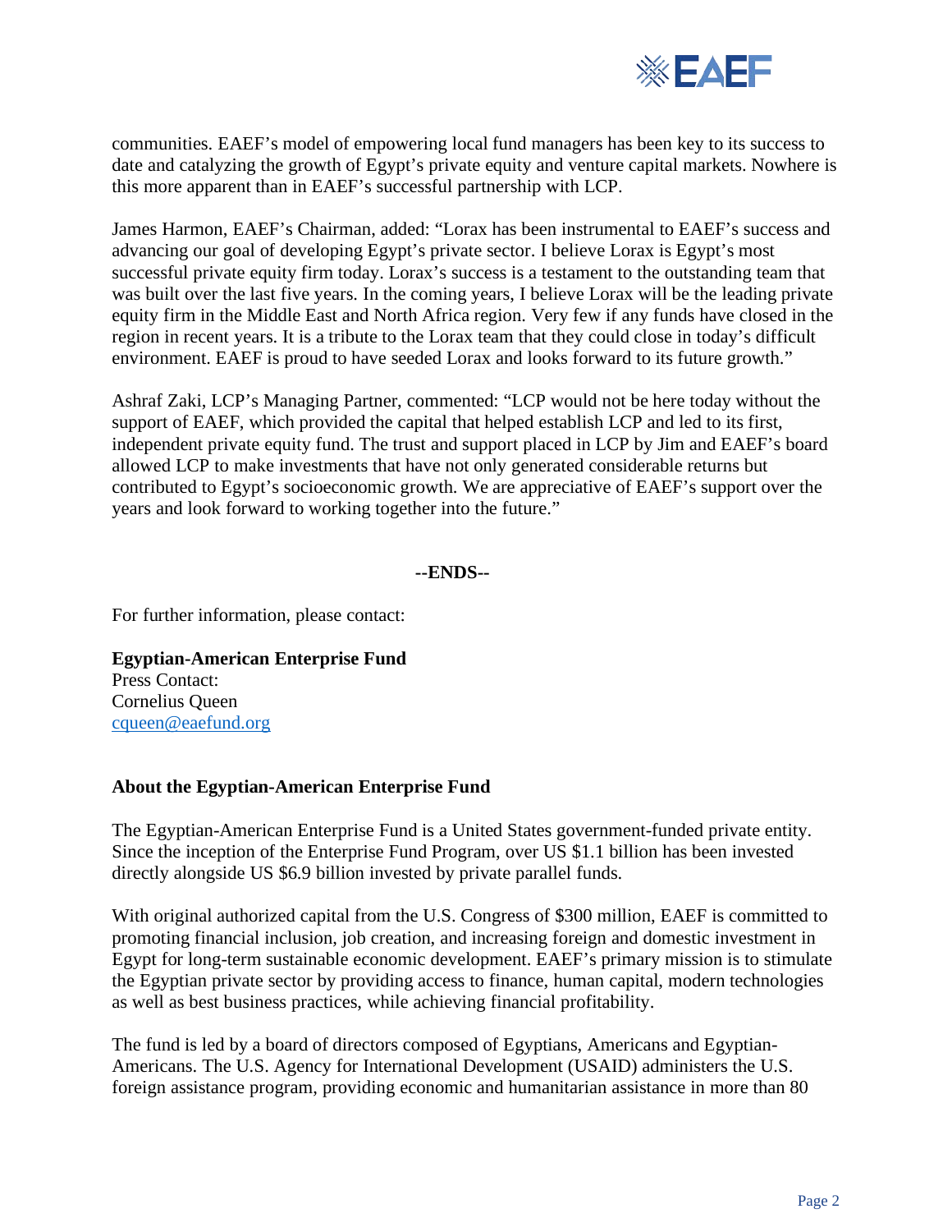communities. EAEF's model of empowering local fund managers has been key to its success to date and catalyzing the growth of Egypt's private equity and venture capital markets. Nowhere is this more apparent than in EAEF's successful partnership with LCP.

James Harmon, EAEF's Chairman, added: "Lorax has been instrumental to EAEF's success and advancing our goal of developing Egypt's private sector. I believe Lorax is Egypt's most successful private equity firm today. Lorax's success is a testament to the outstanding team that was built over the last five years. In the coming years, I believe Lorax will be the leading private equity firm in the Middle East and North Africa region. Very few if any funds have closed in the region in recent years. It is a tribute to the Lorax team that they could close in today's difficult environment. EAEF is proud to have seeded Lorax and looks forward to its future growth."

Ashraf Zaki, LCP's Managing Partner, commented: "LCP would not be here today without the support of EAEF, which provided the capital that helped establish LCP and led to its first, independent private equity fund. The trust and support placed in LCP by Jim and EAEF's board allowed LCP to make investments that have not only generated considerable returns but contributed to Egypt's socioeconomic growth. We are appreciative of EAEF's support over the years and look forward to working together into the future."

**--ENDS--**

For further information, please contact:

**Egyptian-American Enterprise Fund**
Press Contact:
Cornelius Queen
cqueen@eaefund.org

**About the Egyptian-American Enterprise Fund**

The Egyptian-American Enterprise Fund is a United States government-funded private entity. Since the inception of the Enterprise Fund Program, over US $1.1 billion has been invested directly alongside US $6.9 billion invested by private parallel funds.

With original authorized capital from the U.S. Congress of $300 million, EAEF is committed to promoting financial inclusion, job creation, and increasing foreign and domestic investment in Egypt for long-term sustainable economic development. EAEF's primary mission is to stimulate the Egyptian private sector by providing access to finance, human capital, modern technologies as well as best business practices, while achieving financial profitability.

The fund is led by a board of directors composed of Egyptians, Americans and Egyptian-Americans. The U.S. Agency for International Development (USAID) administers the U.S. foreign assistance program, providing economic and humanitarian assistance in more than 80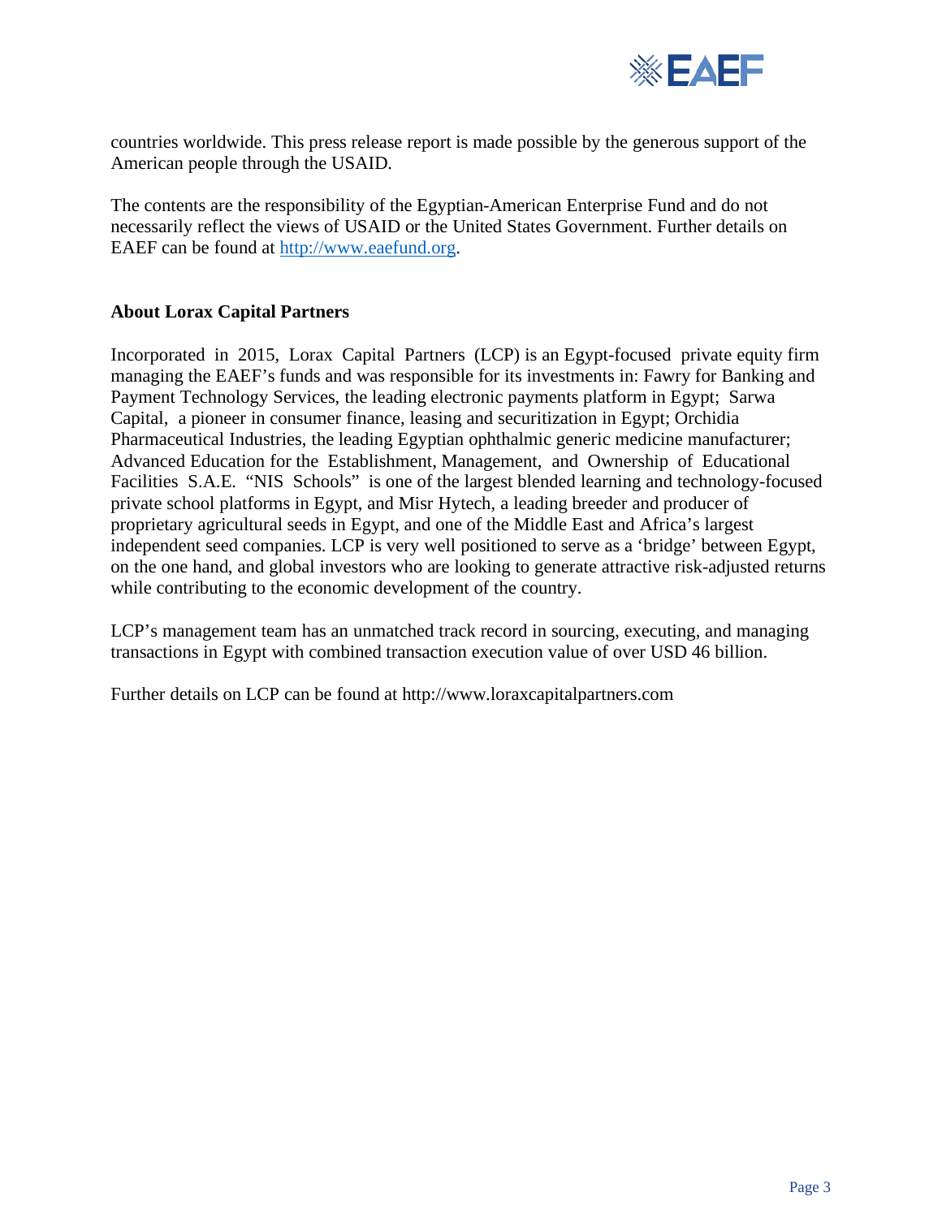countries worldwide. This press release report is made possible by the generous support of the American people through the USAID.

The contents are the responsibility of the Egyptian-American Enterprise Fund and do not necessarily reflect the views of USAID or the United States Government. Further details on EAEF can be found at [http://www.eaefund.org](http://www.eaefund.org).

**About Lorax Capital Partners**

Incorporated in 2015, Lorax Capital Partners (LCP) is an Egypt-focused private equity firm managing the EAEF's funds and was responsible for its investments in: Fawry for Banking and Payment Technology Services, the leading electronic payments platform in Egypt; Sarwa Capital, a pioneer in consumer finance, leasing and securitization in Egypt; Orchidia Pharmaceutical Industries, the leading Egyptian ophthalmic generic medicine manufacturer; Advanced Education for the Establishment, Management, and Ownership of Educational Facilities S.A.E. "NIS Schools" is one of the largest blended learning and technology-focused private school platforms in Egypt, and Misr Hytech, a leading breeder and producer of proprietary agricultural seeds in Egypt, and one of the Middle East and Africa's largest independent seed companies. LCP is very well positioned to serve as a 'bridge' between Egypt, on the one hand, and global investors who are looking to generate attractive risk-adjusted returns while contributing to the economic development of the country.

LCP's management team has an unmatched track record in sourcing, executing, and managing transactions in Egypt with combined transaction execution value of over USD 46 billion.

Further details on LCP can be found at http://www.loraxcapitalpartners.com